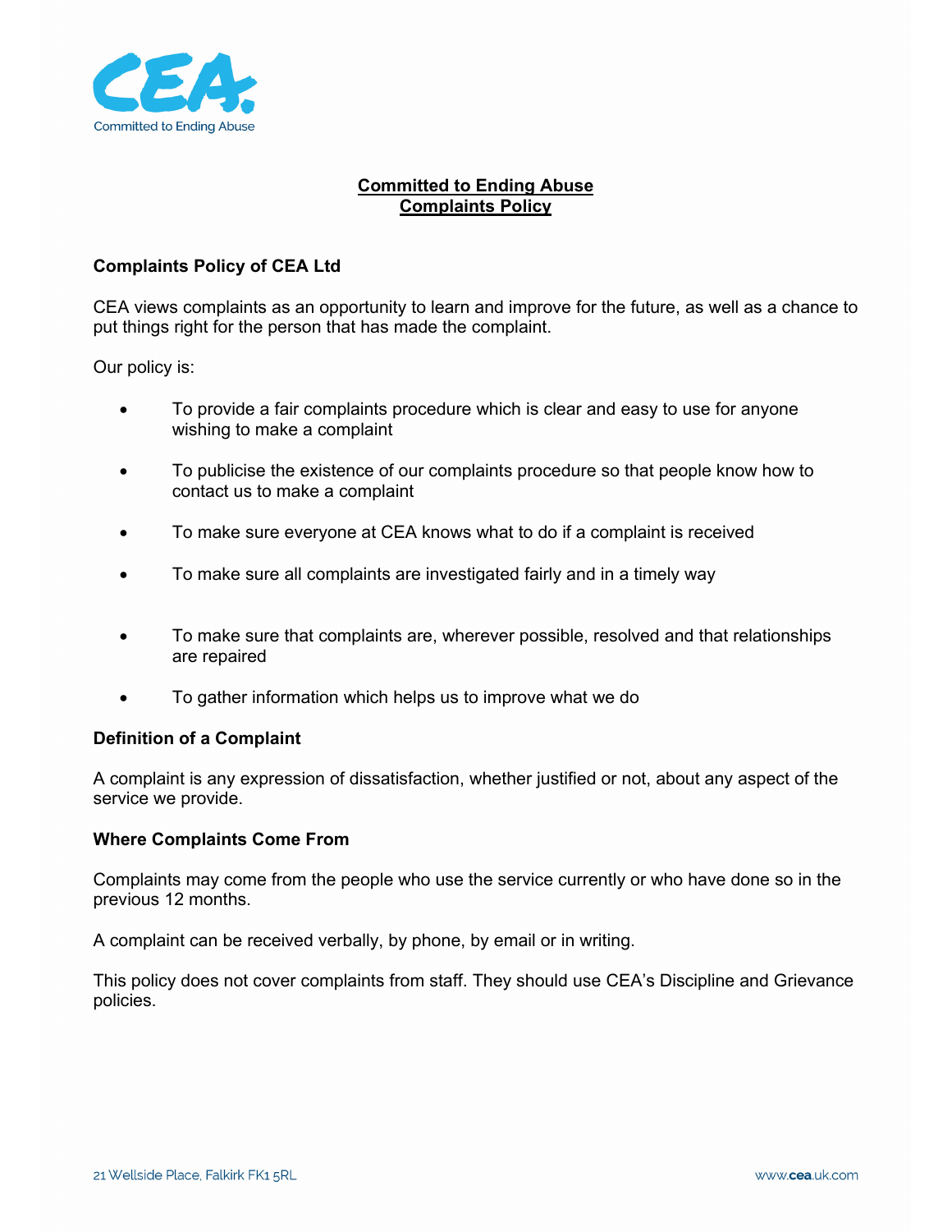# Committed to Ending Abuse
# Complaints Policy

**Complaints Policy of CEA Ltd**

CEA views complaints as an opportunity to learn and improve for the future, as well as a chance to put things right for the person that has made the complaint.

Our policy is:

- To provide a fair complaints procedure which is clear and easy to use for anyone wishing to make a complaint
- To publicise the existence of our complaints procedure so that people know how to contact us to make a complaint
- To make sure everyone at CEA knows what to do if a complaint is received
- To make sure all complaints are investigated fairly and in a timely way
- To make sure that complaints are, wherever possible, resolved and that relationships are repaired
- To gather information which helps us to improve what we do

**Definition of a Complaint**

A complaint is any expression of dissatisfaction, whether justified or not, about any aspect of the service we provide.

**Where Complaints Come From**

Complaints may come from the people who use the service currently or who have done so in the previous 12 months.

A complaint can be received verbally, by phone, by email or in writing.

This policy does not cover complaints from staff. They should use CEA's Discipline and Grievance policies.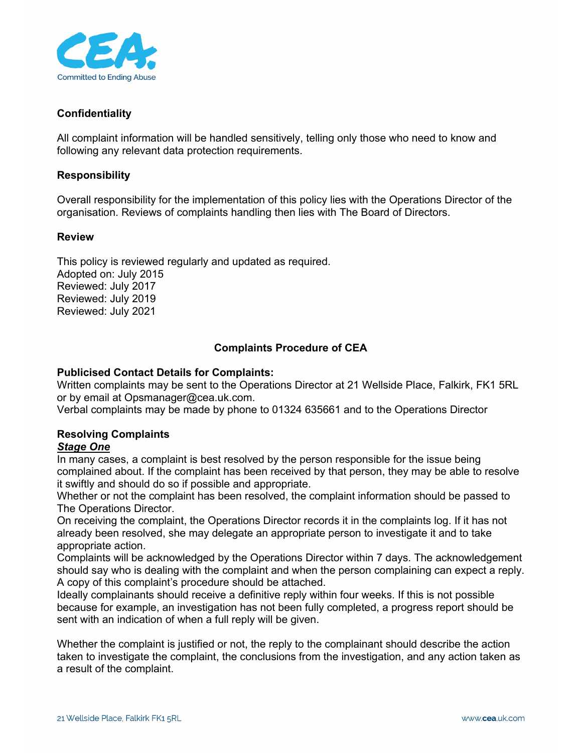## Confidentiality

All complaint information will be handled sensitively, telling only those who need to know and following any relevant data protection requirements.

## Responsibility

Overall responsibility for the implementation of this policy lies with the Operations Director of the organisation. Reviews of complaints handling then lies with The Board of Directors.

## Review

This policy is reviewed regularly and updated as required.
Adopted on: July 2015
Reviewed: July 2017
Reviewed: July 2019
Reviewed: July 2021

# Complaints Procedure of CEA

**Publicised Contact Details for Complaints:**
Written complaints may be sent to the Operations Director at 21 Wellside Place, Falkirk, FK1 5RL or by email at Opsmanager@cea.uk.com.
Verbal complaints may be made by phone to 01324 635661 and to the Operations Director

**Resolving Complaints**

***Stage One***

In many cases, a complaint is best resolved by the person responsible for the issue being complained about. If the complaint has been received by that person, they may be able to resolve it swiftly and should do so if possible and appropriate.
Whether or not the complaint has been resolved, the complaint information should be passed to The Operations Director.
On receiving the complaint, the Operations Director records it in the complaints log. If it has not already been resolved, she may delegate an appropriate person to investigate it and to take appropriate action.
Complaints will be acknowledged by the Operations Director within 7 days. The acknowledgement should say who is dealing with the complaint and when the person complaining can expect a reply. A copy of this complaint's procedure should be attached.
Ideally complainants should receive a definitive reply within four weeks. If this is not possible because for example, an investigation has not been fully completed, a progress report should be sent with an indication of when a full reply will be given.

Whether the complaint is justified or not, the reply to the complainant should describe the action taken to investigate the complaint, the conclusions from the investigation, and any action taken as a result of the complaint.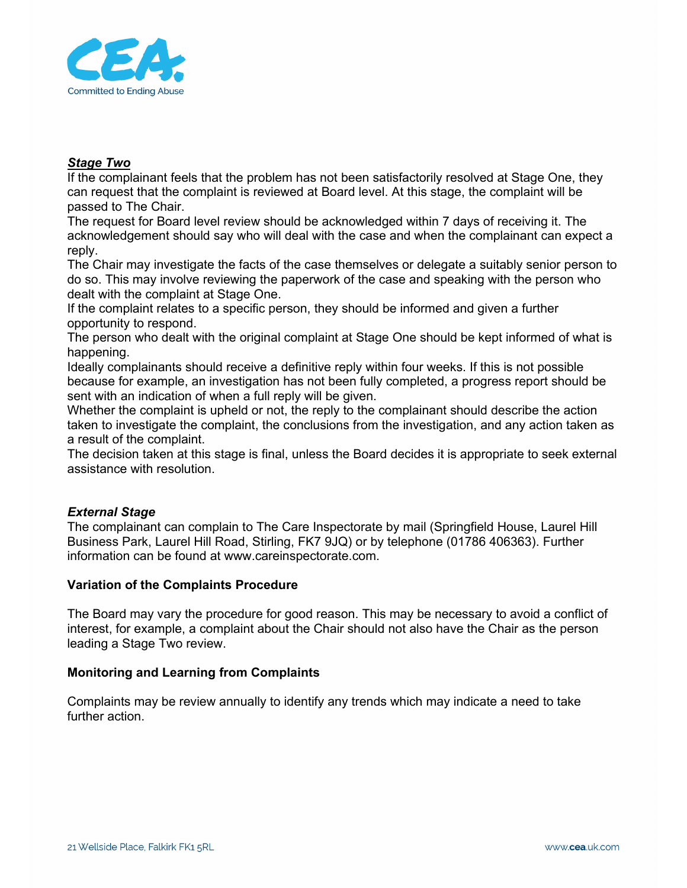***Stage Two***

If the complainant feels that the problem has not been satisfactorily resolved at Stage One, they can request that the complaint is reviewed at Board level. At this stage, the complaint will be passed to The Chair.

The request for Board level review should be acknowledged within 7 days of receiving it. The acknowledgement should say who will deal with the case and when the complainant can expect a reply.

The Chair may investigate the facts of the case themselves or delegate a suitably senior person to do so. This may involve reviewing the paperwork of the case and speaking with the person who dealt with the complaint at Stage One.

If the complaint relates to a specific person, they should be informed and given a further opportunity to respond.

The person who dealt with the original complaint at Stage One should be kept informed of what is happening.

Ideally complainants should receive a definitive reply within four weeks. If this is not possible because for example, an investigation has not been fully completed, a progress report should be sent with an indication of when a full reply will be given.

Whether the complaint is upheld or not, the reply to the complainant should describe the action taken to investigate the complaint, the conclusions from the investigation, and any action taken as a result of the complaint.

The decision taken at this stage is final, unless the Board decides it is appropriate to seek external assistance with resolution.

***External Stage***

The complainant can complain to The Care Inspectorate by mail (Springfield House, Laurel Hill Business Park, Laurel Hill Road, Stirling, FK7 9JQ) or by telephone (01786 406363). Further information can be found at www.careinspectorate.com.

**Variation of the Complaints Procedure**

The Board may vary the procedure for good reason. This may be necessary to avoid a conflict of interest, for example, a complaint about the Chair should not also have the Chair as the person leading a Stage Two review.

**Monitoring and Learning from Complaints**

Complaints may be review annually to identify any trends which may indicate a need to take further action.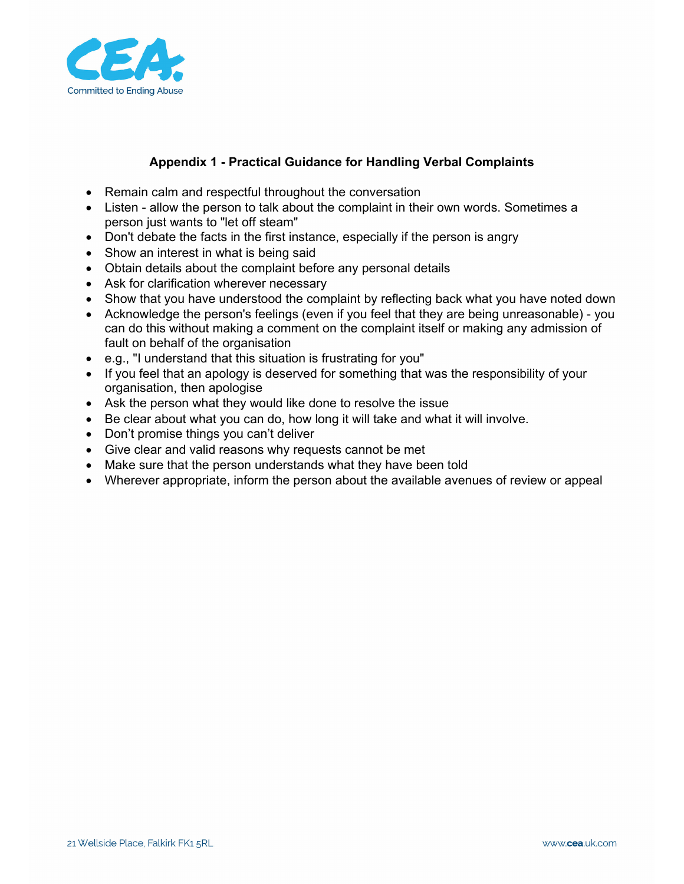### Appendix 1 - Practical Guidance for Handling Verbal Complaints

- Remain calm and respectful throughout the conversation
- Listen - allow the person to talk about the complaint in their own words. Sometimes a person just wants to "let off steam"
- Don't debate the facts in the first instance, especially if the person is angry
- Show an interest in what is being said
- Obtain details about the complaint before any personal details
- Ask for clarification wherever necessary
- Show that you have understood the complaint by reflecting back what you have noted down
- Acknowledge the person's feelings (even if you feel that they are being unreasonable) - you can do this without making a comment on the complaint itself or making any admission of fault on behalf of the organisation
- e.g., "I understand that this situation is frustrating for you"
- If you feel that an apology is deserved for something that was the responsibility of your organisation, then apologise
- Ask the person what they would like done to resolve the issue
- Be clear about what you can do, how long it will take and what it will involve.
- Don’t promise things you can’t deliver
- Give clear and valid reasons why requests cannot be met
- Make sure that the person understands what they have been told
- Wherever appropriate, inform the person about the available avenues of review or appeal